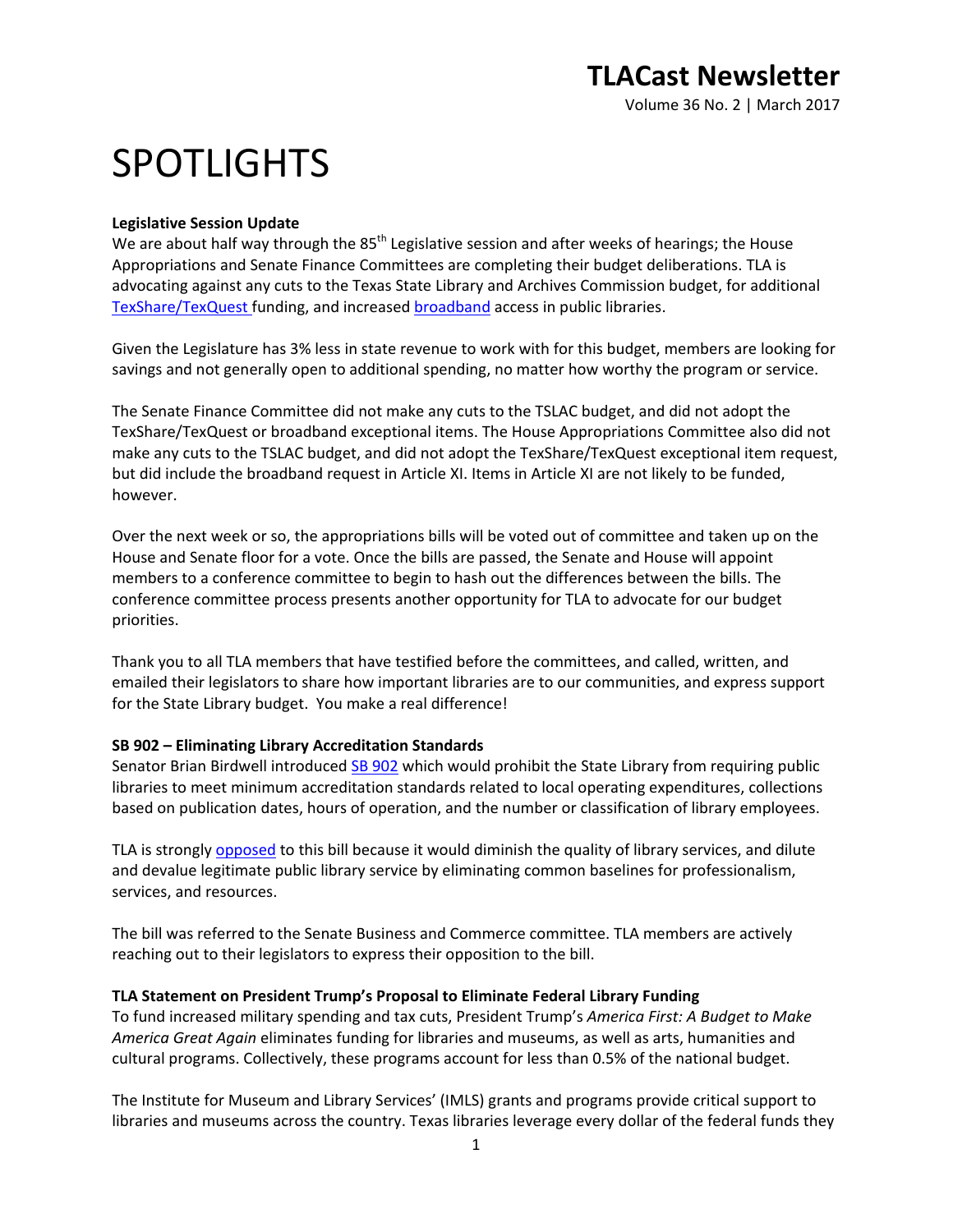# TLACast Newsletter

Volume 36 No. 2 | March 2017

# SPOTLIGHTS

**Legislative Session Update**

We are about half way through the 85th Legislative session and after weeks of hearings; the House Appropriations and Senate Finance Committees are completing their budget deliberations. TLA is advocating against any cuts to the Texas State Library and Archives Commission budget, for additional TexShare/TexQuest funding, and increased broadband access in public libraries.

Given the Legislature has 3% less in state revenue to work with for this budget, members are looking for savings and not generally open to additional spending, no matter how worthy the program or service.

The Senate Finance Committee did not make any cuts to the TSLAC budget, and did not adopt the TexShare/TexQuest or broadband exceptional items. The House Appropriations Committee also did not make any cuts to the TSLAC budget, and did not adopt the TexShare/TexQuest exceptional item request, but did include the broadband request in Article XI. Items in Article XI are not likely to be funded, however.

Over the next week or so, the appropriations bills will be voted out of committee and taken up on the House and Senate floor for a vote. Once the bills are passed, the Senate and House will appoint members to a conference committee to begin to hash out the differences between the bills. The conference committee process presents another opportunity for TLA to advocate for our budget priorities.

Thank you to all TLA members that have testified before the committees, and called, written, and emailed their legislators to share how important libraries are to our communities, and express support for the State Library budget. You make a real difference!

**SB 902 – Eliminating Library Accreditation Standards**

Senator Brian Birdwell introduced SB 902 which would prohibit the State Library from requiring public libraries to meet minimum accreditation standards related to local operating expenditures, collections based on publication dates, hours of operation, and the number or classification of library employees.

TLA is strongly opposed to this bill because it would diminish the quality of library services, and dilute and devalue legitimate public library service by eliminating common baselines for professionalism, services, and resources.

The bill was referred to the Senate Business and Commerce committee. TLA members are actively reaching out to their legislators to express their opposition to the bill.

**TLA Statement on President Trump's Proposal to Eliminate Federal Library Funding**

To fund increased military spending and tax cuts, President Trump's *America First: A Budget to Make America Great Again* eliminates funding for libraries and museums, as well as arts, humanities and cultural programs. Collectively, these programs account for less than 0.5% of the national budget.

The Institute for Museum and Library Services' (IMLS) grants and programs provide critical support to libraries and museums across the country. Texas libraries leverage every dollar of the federal funds they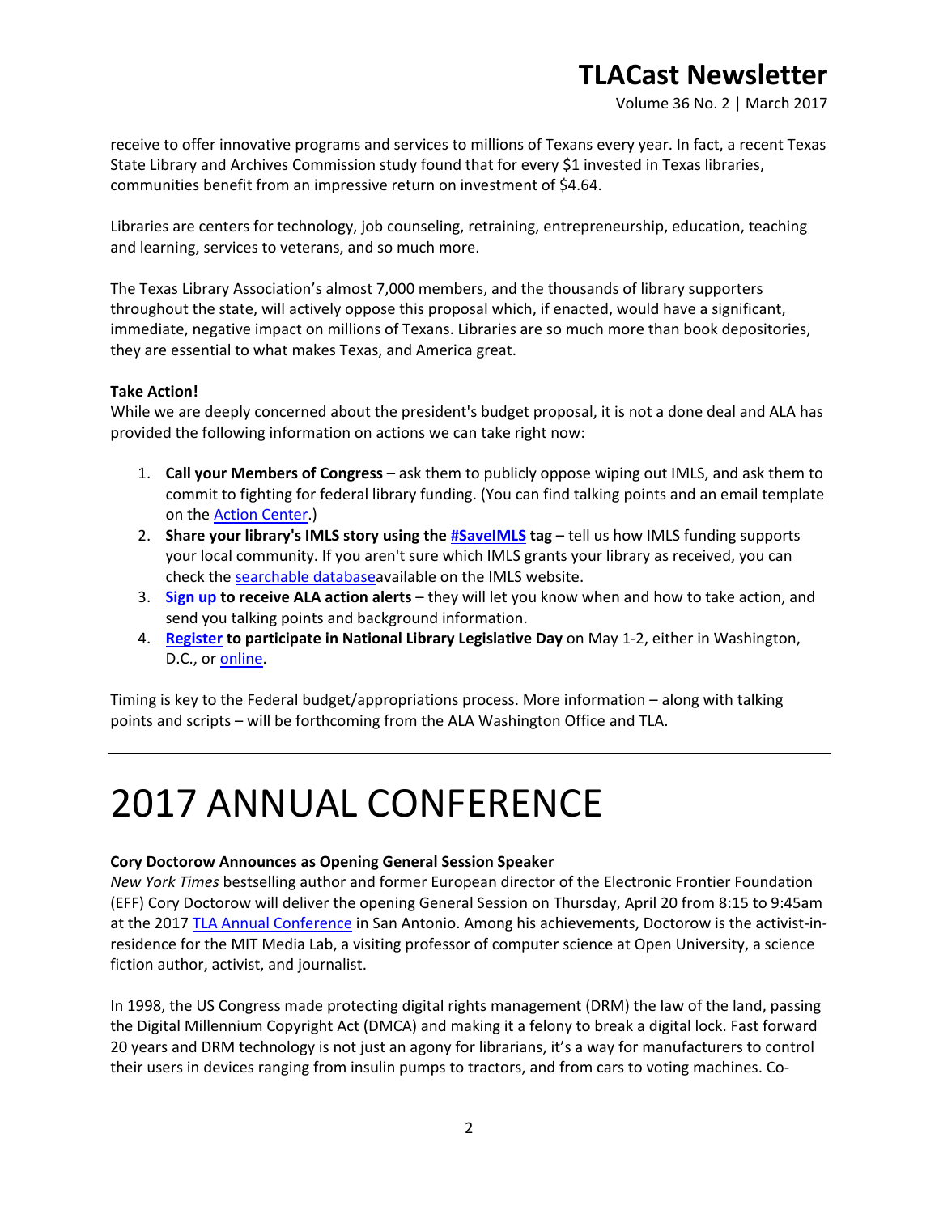receive to offer innovative programs and services to millions of Texans every year. In fact, a recent Texas State Library and Archives Commission study found that for every $1 invested in Texas libraries, communities benefit from an impressive return on investment of $4.64.

Libraries are centers for technology, job counseling, retraining, entrepreneurship, education, teaching and learning, services to veterans, and so much more.

The Texas Library Association's almost 7,000 members, and the thousands of library supporters throughout the state, will actively oppose this proposal which, if enacted, would have a significant, immediate, negative impact on millions of Texans. Libraries are so much more than book depositories, they are essential to what makes Texas, and America great.

**Take Action!**
While we are deeply concerned about the president's budget proposal, it is not a done deal and ALA has provided the following information on actions we can take right now:

1. **Call your Members of Congress** – ask them to publicly oppose wiping out IMLS, and ask them to commit to fighting for federal library funding. (You can find talking points and an email template on the Action Center.)
2. **Share your library's IMLS story using the #SaveIMLS tag** – tell us how IMLS funding supports your local community. If you aren't sure which IMLS grants your library as received, you can check the searchable databaseavailable on the IMLS website.
3. **Sign up to receive ALA action alerts** – they will let you know when and how to take action, and send you talking points and background information.
4. **Register to participate in National Library Legislative Day** on May 1-2, either in Washington, D.C., or online.

Timing is key to the Federal budget/appropriations process. More information – along with talking points and scripts – will be forthcoming from the ALA Washington Office and TLA.

---

# 2017 ANNUAL CONFERENCE

**Cory Doctorow Announces as Opening General Session Speaker**
*New York Times* bestselling author and former European director of the Electronic Frontier Foundation (EFF) Cory Doctorow will deliver the opening General Session on Thursday, April 20 from 8:15 to 9:45am at the 2017 TLA Annual Conference in San Antonio. Among his achievements, Doctorow is the activist-in-residence for the MIT Media Lab, a visiting professor of computer science at Open University, a science fiction author, activist, and journalist.

In 1998, the US Congress made protecting digital rights management (DRM) the law of the land, passing the Digital Millennium Copyright Act (DMCA) and making it a felony to break a digital lock. Fast forward 20 years and DRM technology is not just an agony for librarians, it's a way for manufacturers to control their users in devices ranging from insulin pumps to tractors, and from cars to voting machines. Co-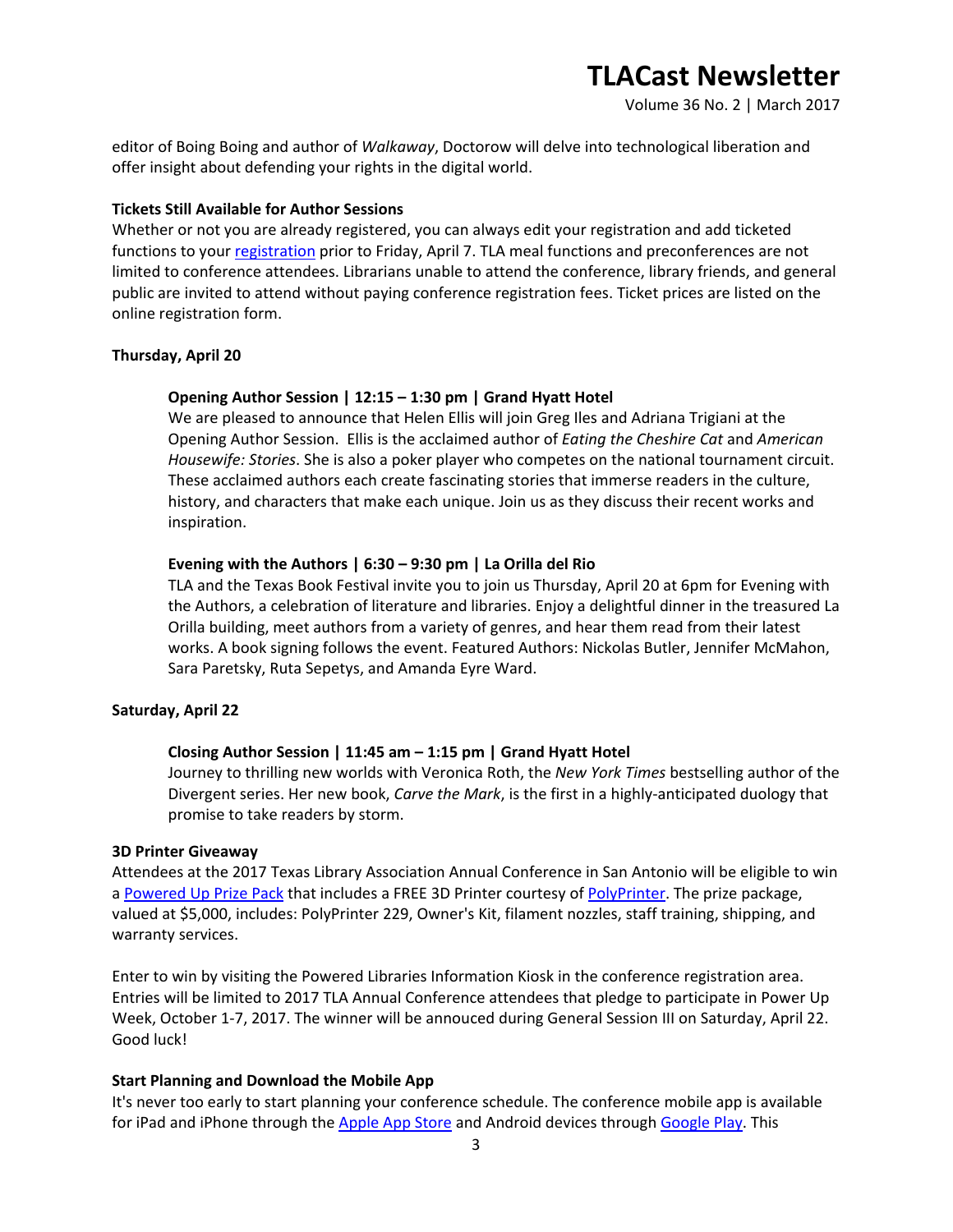editor of Boing Boing and author of *Walkaway*, Doctorow will delve into technological liberation and offer insight about defending your rights in the digital world.

**Tickets Still Available for Author Sessions**

Whether or not you are already registered, you can always edit your registration and add ticketed functions to your registration prior to Friday, April 7. TLA meal functions and preconferences are not limited to conference attendees. Librarians unable to attend the conference, library friends, and general public are invited to attend without paying conference registration fees. Ticket prices are listed on the online registration form.

**Thursday, April 20**

**Opening Author Session | 12:15 – 1:30 pm | Grand Hyatt Hotel**

We are pleased to announce that Helen Ellis will join Greg Iles and Adriana Trigiani at the Opening Author Session. Ellis is the acclaimed author of *Eating the Cheshire Cat* and *American Housewife: Stories*. She is also a poker player who competes on the national tournament circuit. These acclaimed authors each create fascinating stories that immerse readers in the culture, history, and characters that make each unique. Join us as they discuss their recent works and inspiration.

**Evening with the Authors | 6:30 – 9:30 pm | La Orilla del Rio**

TLA and the Texas Book Festival invite you to join us Thursday, April 20 at 6pm for Evening with the Authors, a celebration of literature and libraries. Enjoy a delightful dinner in the treasured La Orilla building, meet authors from a variety of genres, and hear them read from their latest works. A book signing follows the event. Featured Authors: Nickolas Butler, Jennifer McMahon, Sara Paretsky, Ruta Sepetys, and Amanda Eyre Ward.

**Saturday, April 22**

**Closing Author Session | 11:45 am – 1:15 pm | Grand Hyatt Hotel**

Journey to thrilling new worlds with Veronica Roth, the *New York Times* bestselling author of the Divergent series. Her new book, *Carve the Mark*, is the first in a highly-anticipated duology that promise to take readers by storm.

**3D Printer Giveaway**

Attendees at the 2017 Texas Library Association Annual Conference in San Antonio will be eligible to win a Powered Up Prize Pack that includes a FREE 3D Printer courtesy of PolyPrinter. The prize package, valued at $5,000, includes: PolyPrinter 229, Owner's Kit, filament nozzles, staff training, shipping, and warranty services.

Enter to win by visiting the Powered Libraries Information Kiosk in the conference registration area. Entries will be limited to 2017 TLA Annual Conference attendees that pledge to participate in Power Up Week, October 1-7, 2017. The winner will be annouced during General Session III on Saturday, April 22. Good luck!

**Start Planning and Download the Mobile App**

It's never too early to start planning your conference schedule. The conference mobile app is available for iPad and iPhone through the Apple App Store and Android devices through Google Play. This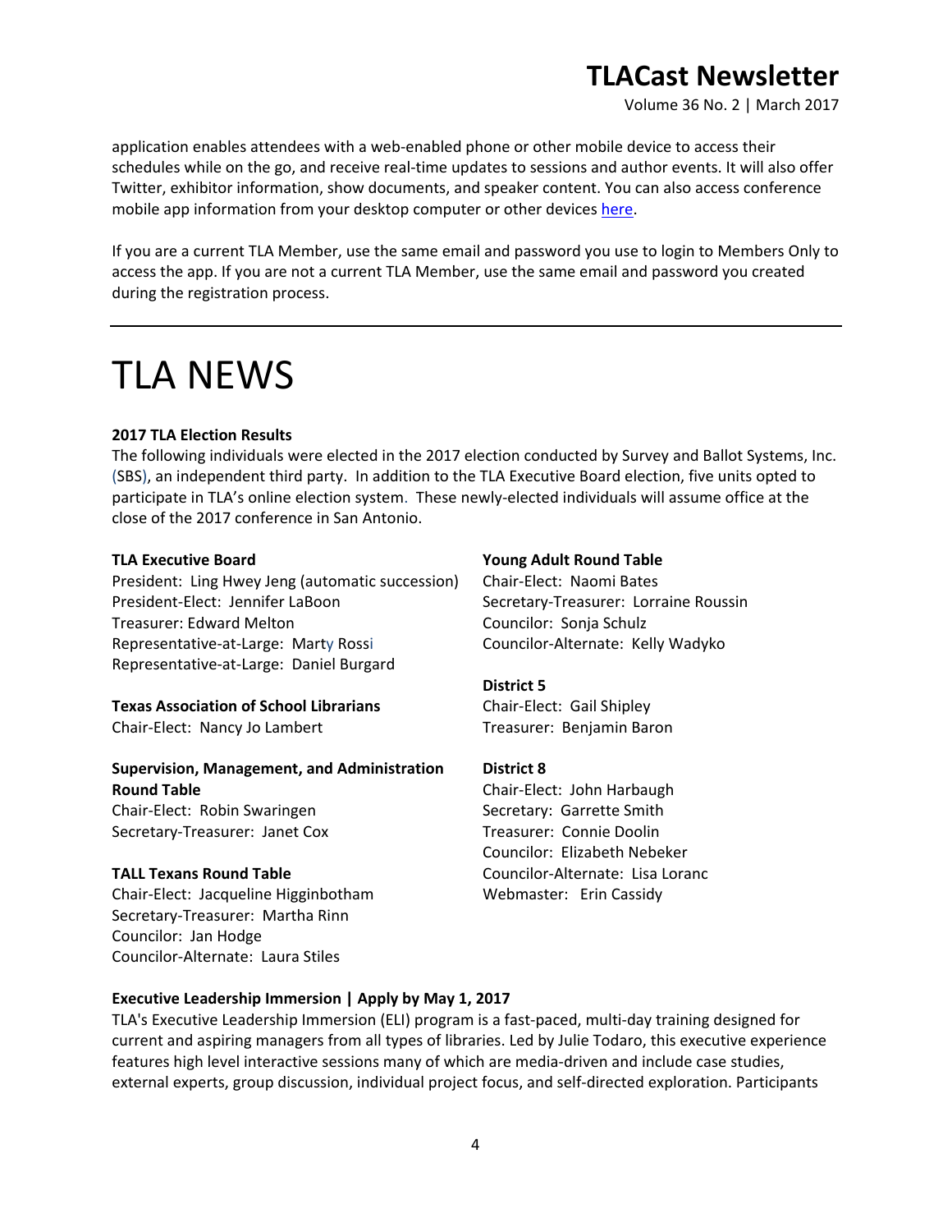application enables attendees with a web-enabled phone or other mobile device to access their schedules while on the go, and receive real-time updates to sessions and author events. It will also offer Twitter, exhibitor information, show documents, and speaker content. You can also access conference mobile app information from your desktop computer or other devices here.

If you are a current TLA Member, use the same email and password you use to login to Members Only to access the app. If you are not a current TLA Member, use the same email and password you created during the registration process.

---

# TLA NEWS

**2017 TLA Election Results**

The following individuals were elected in the 2017 election conducted by Survey and Ballot Systems, Inc. (SBS), an independent third party. In addition to the TLA Executive Board election, five units opted to participate in TLA's online election system. These newly-elected individuals will assume office at the close of the 2017 conference in San Antonio.

**TLA Executive Board**
President: Ling Hwey Jeng (automatic succession)
President-Elect: Jennifer LaBoon
Treasurer: Edward Melton
Representative-at-Large: Marty Rossi
Representative-at-Large: Daniel Burgard

**Texas Association of School Librarians**
Chair-Elect: Nancy Jo Lambert

**Supervision, Management, and Administration Round Table**
Chair-Elect: Robin Swaringen
Secretary-Treasurer: Janet Cox

**TALL Texans Round Table**
Chair-Elect: Jacqueline Higginbotham
Secretary-Treasurer: Martha Rinn
Councilor: Jan Hodge
Councilor-Alternate: Laura Stiles

**Young Adult Round Table**
Chair-Elect: Naomi Bates
Secretary-Treasurer: Lorraine Roussin
Councilor: Sonja Schulz
Councilor-Alternate: Kelly Wadyko

**District 5**
Chair-Elect: Gail Shipley
Treasurer: Benjamin Baron

**District 8**
Chair-Elect: John Harbaugh
Secretary: Garrette Smith
Treasurer: Connie Doolin
Councilor: Elizabeth Nebeker
Councilor-Alternate: Lisa Loranc
Webmaster: Erin Cassidy

**Executive Leadership Immersion | Apply by May 1, 2017**

TLA's Executive Leadership Immersion (ELI) program is a fast-paced, multi-day training designed for current and aspiring managers from all types of libraries. Led by Julie Todaro, this executive experience features high level interactive sessions many of which are media-driven and include case studies, external experts, group discussion, individual project focus, and self-directed exploration. Participants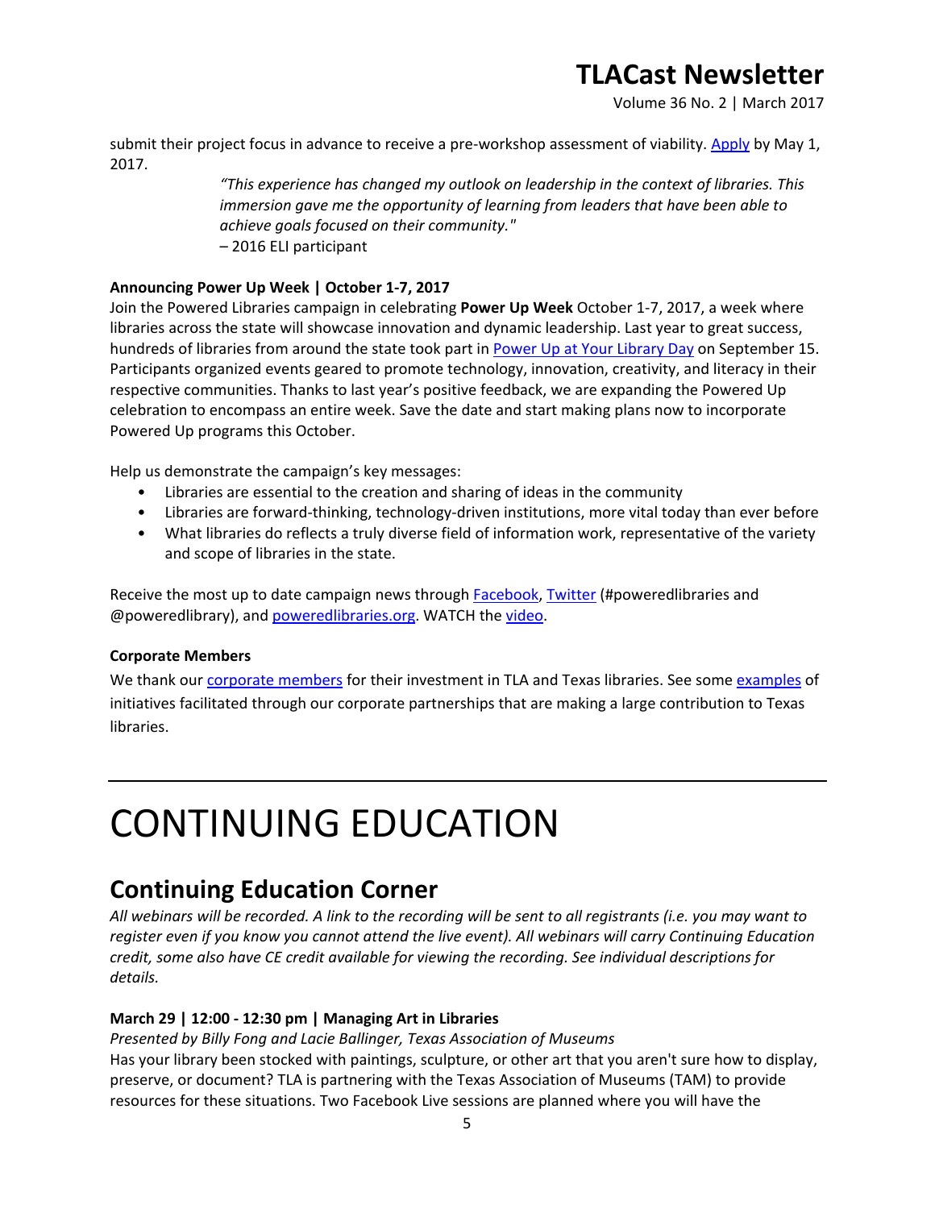submit their project focus in advance to receive a pre-workshop assessment of viability. Apply by May 1, 2017.

> *"This experience has changed my outlook on leadership in the context of libraries. This immersion gave me the opportunity of learning from leaders that have been able to achieve goals focused on their community."*
> – 2016 ELI participant

**Announcing Power Up Week | October 1-7, 2017**

Join the Powered Libraries campaign in celebrating **Power Up Week** October 1-7, 2017, a week where libraries across the state will showcase innovation and dynamic leadership. Last year to great success, hundreds of libraries from around the state took part in Power Up at Your Library Day on September 15. Participants organized events geared to promote technology, innovation, creativity, and literacy in their respective communities. Thanks to last year's positive feedback, we are expanding the Powered Up celebration to encompass an entire week. Save the date and start making plans now to incorporate Powered Up programs this October.

Help us demonstrate the campaign's key messages:

- Libraries are essential to the creation and sharing of ideas in the community
- Libraries are forward-thinking, technology-driven institutions, more vital today than ever before
- What libraries do reflects a truly diverse field of information work, representative of the variety and scope of libraries in the state.

Receive the most up to date campaign news through Facebook, Twitter (#poweredlibraries and @poweredlibrary), and poweredlibraries.org. WATCH the video.

**Corporate Members**

We thank our corporate members for their investment in TLA and Texas libraries. See some examples of initiatives facilitated through our corporate partnerships that are making a large contribution to Texas libraries.

# CONTINUING EDUCATION

## Continuing Education Corner

*All webinars will be recorded. A link to the recording will be sent to all registrants (i.e. you may want to register even if you know you cannot attend the live event). All webinars will carry Continuing Education credit, some also have CE credit available for viewing the recording. See individual descriptions for details.*

**March 29 | 12:00 - 12:30 pm | Managing Art in Libraries**

*Presented by Billy Fong and Lacie Ballinger, Texas Association of Museums*

Has your library been stocked with paintings, sculpture, or other art that you aren't sure how to display, preserve, or document? TLA is partnering with the Texas Association of Museums (TAM) to provide resources for these situations. Two Facebook Live sessions are planned where you will have the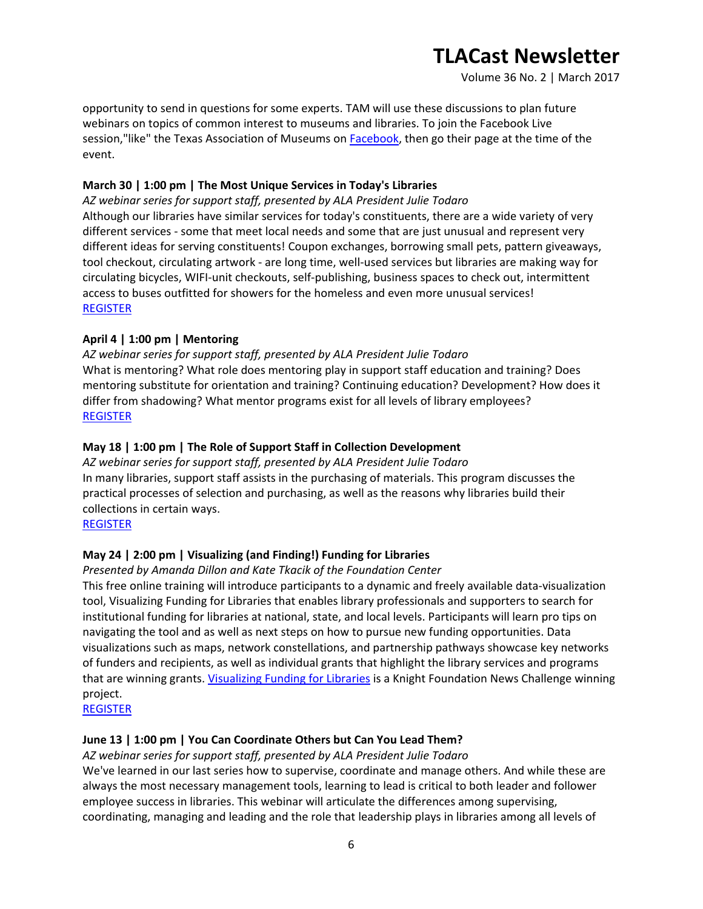opportunity to send in questions for some experts. TAM will use these discussions to plan future webinars on topics of common interest to museums and libraries. To join the Facebook Live session,"like" the Texas Association of Museums on [Facebook](), then go their page at the time of the event.

**March 30 | 1:00 pm | The Most Unique Services in Today's Libraries**

*AZ webinar series for support staff, presented by ALA President Julie Todaro*

Although our libraries have similar services for today's constituents, there are a wide variety of very different services - some that meet local needs and some that are just unusual and represent very different ideas for serving constituents! Coupon exchanges, borrowing small pets, pattern giveaways, tool checkout, circulating artwork - are long time, well-used services but libraries are making way for circulating bicycles, WIFI-unit checkouts, self-publishing, business spaces to check out, intermittent access to buses outfitted for showers for the homeless and even more unusual services!

[REGISTER]()

**April 4 | 1:00 pm | Mentoring**

*AZ webinar series for support staff, presented by ALA President Julie Todaro*

What is mentoring? What role does mentoring play in support staff education and training? Does mentoring substitute for orientation and training? Continuing education? Development? How does it differ from shadowing? What mentor programs exist for all levels of library employees?

[REGISTER]()

**May 18 | 1:00 pm | The Role of Support Staff in Collection Development**

*AZ webinar series for support staff, presented by ALA President Julie Todaro*

In many libraries, support staff assists in the purchasing of materials. This program discusses the practical processes of selection and purchasing, as well as the reasons why libraries build their collections in certain ways.

[REGISTER]()

**May 24 | 2:00 pm | Visualizing (and Finding!) Funding for Libraries**

*Presented by Amanda Dillon and Kate Tkacik of the Foundation Center*

This free online training will introduce participants to a dynamic and freely available data-visualization tool, Visualizing Funding for Libraries that enables library professionals and supporters to search for institutional funding for libraries at national, state, and local levels. Participants will learn pro tips on navigating the tool and as well as next steps on how to pursue new funding opportunities. Data visualizations such as maps, network constellations, and partnership pathways showcase key networks of funders and recipients, as well as individual grants that highlight the library services and programs that are winning grants. [Visualizing Funding for Libraries]() is a Knight Foundation News Challenge winning project.

[REGISTER]()

**June 13 | 1:00 pm | You Can Coordinate Others but Can You Lead Them?**

*AZ webinar series for support staff, presented by ALA President Julie Todaro*

We've learned in our last series how to supervise, coordinate and manage others. And while these are always the most necessary management tools, learning to lead is critical to both leader and follower employee success in libraries. This webinar will articulate the differences among supervising, coordinating, managing and leading and the role that leadership plays in libraries among all levels of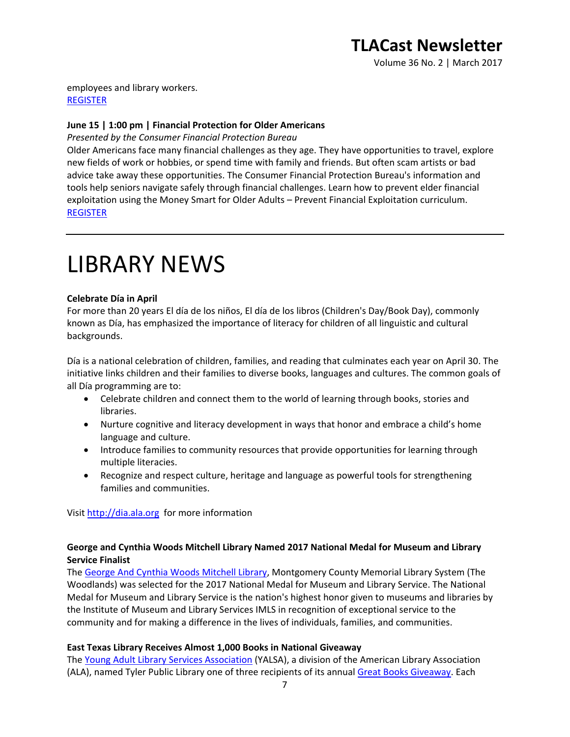employees and library workers.
[REGISTER]

**June 15 | 1:00 pm | Financial Protection for Older Americans**

*Presented by the Consumer Financial Protection Bureau*

Older Americans face many financial challenges as they age. They have opportunities to travel, explore new fields of work or hobbies, or spend time with family and friends. But often scam artists or bad advice take away these opportunities. The Consumer Financial Protection Bureau's information and tools help seniors navigate safely through financial challenges. Learn how to prevent elder financial exploitation using the Money Smart for Older Adults – Prevent Financial Exploitation curriculum.
[REGISTER]

---

# LIBRARY NEWS

**Celebrate Día in April**

For more than 20 years El día de los niños, El día de los libros (Children's Day/Book Day), commonly known as Día, has emphasized the importance of literacy for children of all linguistic and cultural backgrounds.

Día is a national celebration of children, families, and reading that culminates each year on April 30. The initiative links children and their families to diverse books, languages and cultures. The common goals of all Día programming are to:

- Celebrate children and connect them to the world of learning through books, stories and libraries.
- Nurture cognitive and literacy development in ways that honor and embrace a child's home language and culture.
- Introduce families to community resources that provide opportunities for learning through multiple literacies.
- Recognize and respect culture, heritage and language as powerful tools for strengthening families and communities.

Visit http://dia.ala.org for more information

**George and Cynthia Woods Mitchell Library Named 2017 National Medal for Museum and Library Service Finalist**

The George And Cynthia Woods Mitchell Library, Montgomery County Memorial Library System (The Woodlands) was selected for the 2017 National Medal for Museum and Library Service. The National Medal for Museum and Library Service is the nation's highest honor given to museums and libraries by the Institute of Museum and Library Services IMLS in recognition of exceptional service to the community and for making a difference in the lives of individuals, families, and communities.

**East Texas Library Receives Almost 1,000 Books in National Giveaway**

The Young Adult Library Services Association (YALSA), a division of the American Library Association (ALA), named Tyler Public Library one of three recipients of its annual Great Books Giveaway. Each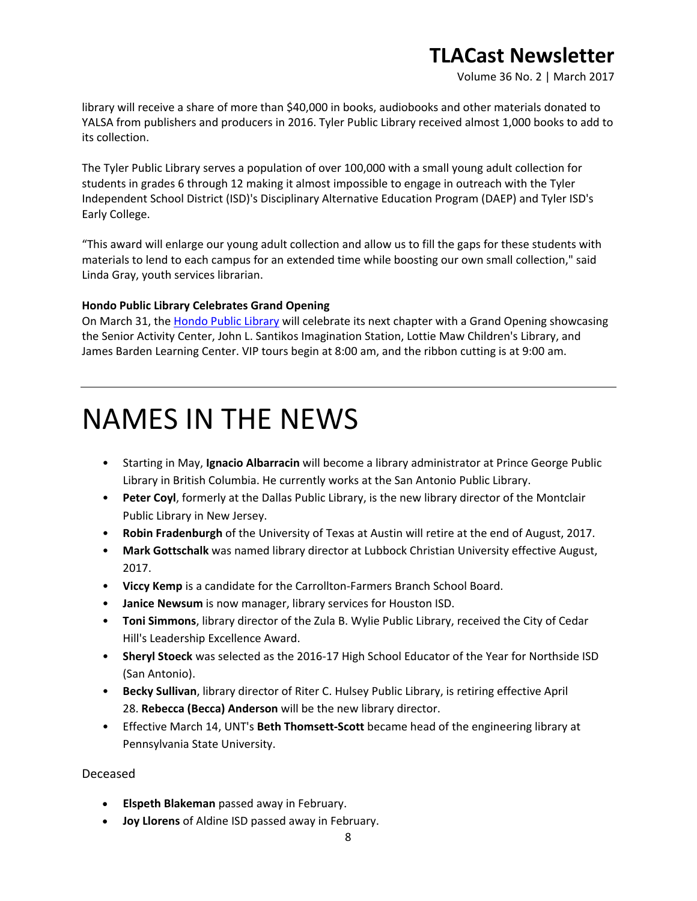library will receive a share of more than $40,000 in books, audiobooks and other materials donated to YALSA from publishers and producers in 2016. Tyler Public Library received almost 1,000 books to add to its collection.

The Tyler Public Library serves a population of over 100,000 with a small young adult collection for students in grades 6 through 12 making it almost impossible to engage in outreach with the Tyler Independent School District (ISD)'s Disciplinary Alternative Education Program (DAEP) and Tyler ISD's Early College.

"This award will enlarge our young adult collection and allow us to fill the gaps for these students with materials to lend to each campus for an extended time while boosting our own small collection," said Linda Gray, youth services librarian.

**Hondo Public Library Celebrates Grand Opening**

On March 31, the [Hondo Public Library](#) will celebrate its next chapter with a Grand Opening showcasing the Senior Activity Center, John L. Santikos Imagination Station, Lottie Maw Children's Library, and James Barden Learning Center. VIP tours begin at 8:00 am, and the ribbon cutting is at 9:00 am.

---

# NAMES IN THE NEWS

- Starting in May, **Ignacio Albarracin** will become a library administrator at Prince George Public Library in British Columbia. He currently works at the San Antonio Public Library.
- **Peter Coyl**, formerly at the Dallas Public Library, is the new library director of the Montclair Public Library in New Jersey.
- **Robin Fradenburgh** of the University of Texas at Austin will retire at the end of August, 2017.
- **Mark Gottschalk** was named library director at Lubbock Christian University effective August, 2017.
- **Viccy Kemp** is a candidate for the Carrollton-Farmers Branch School Board.
- **Janice Newsum** is now manager, library services for Houston ISD.
- **Toni Simmons**, library director of the Zula B. Wylie Public Library, received the City of Cedar Hill's Leadership Excellence Award.
- **Sheryl Stoeck** was selected as the 2016-17 High School Educator of the Year for Northside ISD (San Antonio).
- **Becky Sullivan**, library director of Riter C. Hulsey Public Library, is retiring effective April 28. **Rebecca (Becca) Anderson** will be the new library director.
- Effective March 14, UNT's **Beth Thomsett-Scott** became head of the engineering library at Pennsylvania State University.

Deceased

- **Elspeth Blakeman** passed away in February.
- **Joy Llorens** of Aldine ISD passed away in February.